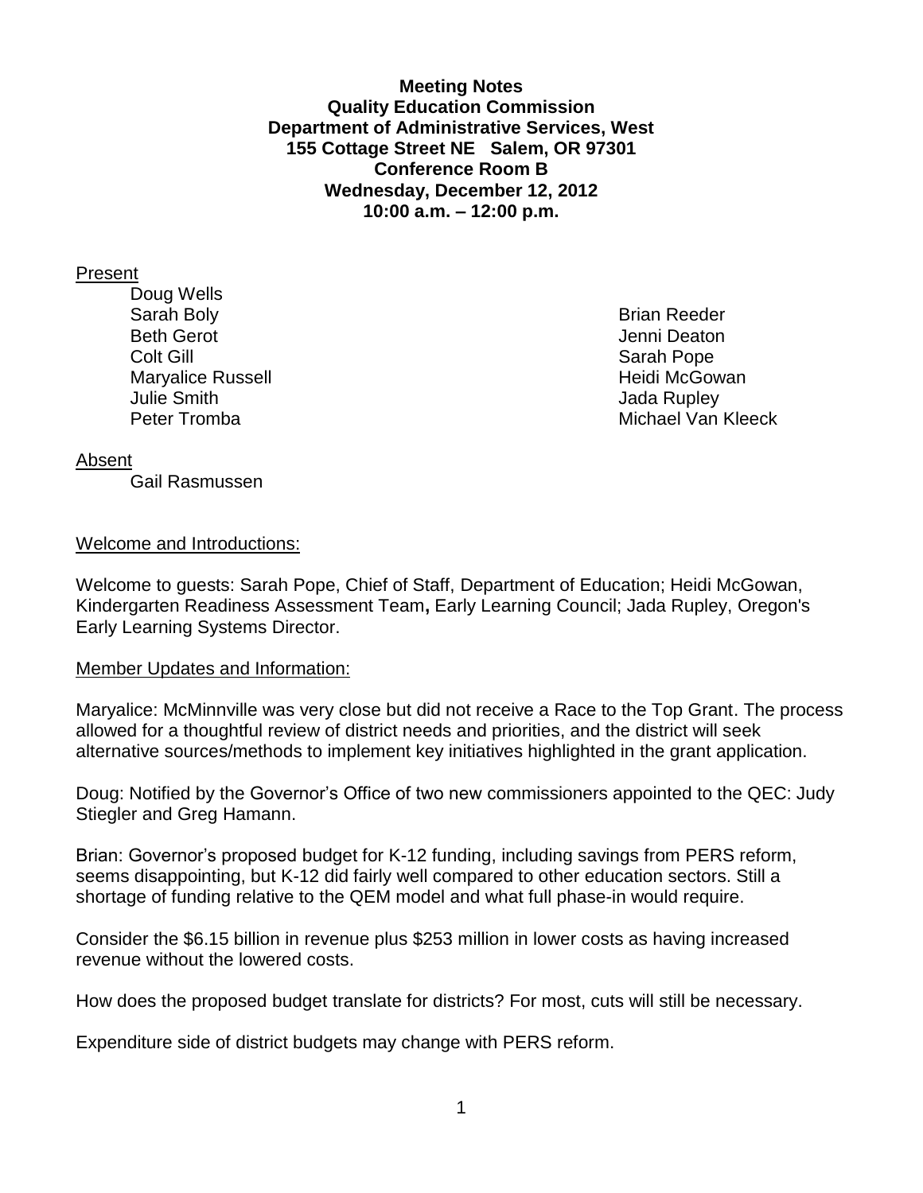**Meeting Notes**
**Quality Education Commission**
**Department of Administrative Services, West**
**155 Cottage Street NE Salem, OR 97301**
**Conference Room B**
**Wednesday, December 12, 2012**
**10:00 a.m. – 12:00 p.m.**

Present

- Doug Wells
- Sarah Boly
- Beth Gerot
- Colt Gill
- Maryalice Russell
- Julie Smith
- Peter Tromba
- Brian Reeder
- Jenni Deaton
- Sarah Pope
- Heidi McGowan
- Jada Rupley
- Michael Van Kleeck

Absent

- Gail Rasmussen

Welcome and Introductions:

Welcome to guests: Sarah Pope, Chief of Staff, Department of Education; Heidi McGowan, Kindergarten Readiness Assessment Team**,** Early Learning Council; Jada Rupley, Oregon's Early Learning Systems Director.

Member Updates and Information:

Maryalice: McMinnville was very close but did not receive a Race to the Top Grant. The process allowed for a thoughtful review of district needs and priorities, and the district will seek alternative sources/methods to implement key initiatives highlighted in the grant application.

Doug: Notified by the Governor's Office of two new commissioners appointed to the QEC: Judy Stiegler and Greg Hamann.

Brian: Governor's proposed budget for K-12 funding, including savings from PERS reform, seems disappointing, but K-12 did fairly well compared to other education sectors. Still a shortage of funding relative to the QEM model and what full phase-in would require.

Consider the $6.15 billion in revenue plus $253 million in lower costs as having increased revenue without the lowered costs.

How does the proposed budget translate for districts? For most, cuts will still be necessary.

Expenditure side of district budgets may change with PERS reform.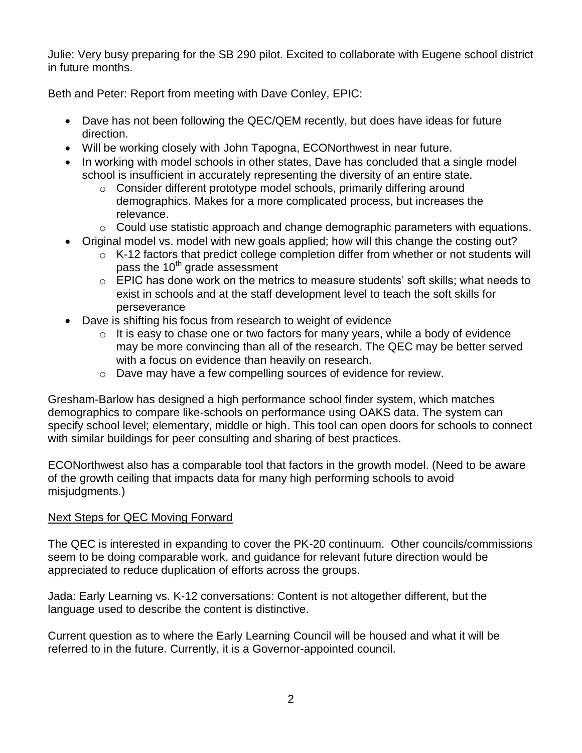Julie: Very busy preparing for the SB 290 pilot. Excited to collaborate with Eugene school district in future months.

Beth and Peter: Report from meeting with Dave Conley, EPIC:

- Dave has not been following the QEC/QEM recently, but does have ideas for future direction.
- Will be working closely with John Tapogna, ECONorthwest in near future.
- In working with model schools in other states, Dave has concluded that a single model school is insufficient in accurately representing the diversity of an entire state.
    - Consider different prototype model schools, primarily differing around demographics. Makes for a more complicated process, but increases the relevance.
    - Could use statistic approach and change demographic parameters with equations.
- Original model vs. model with new goals applied; how will this change the costing out?
    - K-12 factors that predict college completion differ from whether or not students will pass the 10th grade assessment
    - EPIC has done work on the metrics to measure students' soft skills; what needs to exist in schools and at the staff development level to teach the soft skills for perseverance
- Dave is shifting his focus from research to weight of evidence
    - It is easy to chase one or two factors for many years, while a body of evidence may be more convincing than all of the research. The QEC may be better served with a focus on evidence than heavily on research.
    - Dave may have a few compelling sources of evidence for review.

Gresham-Barlow has designed a high performance school finder system, which matches demographics to compare like-schools on performance using OAKS data. The system can specify school level; elementary, middle or high. This tool can open doors for schools to connect with similar buildings for peer consulting and sharing of best practices.

ECONorthwest also has a comparable tool that factors in the growth model. (Need to be aware of the growth ceiling that impacts data for many high performing schools to avoid misjudgments.)

<u>Next Steps for QEC Moving Forward</u>

The QEC is interested in expanding to cover the PK-20 continuum. Other councils/commissions seem to be doing comparable work, and guidance for relevant future direction would be appreciated to reduce duplication of efforts across the groups.

Jada: Early Learning vs. K-12 conversations: Content is not altogether different, but the language used to describe the content is distinctive.

Current question as to where the Early Learning Council will be housed and what it will be referred to in the future. Currently, it is a Governor-appointed council.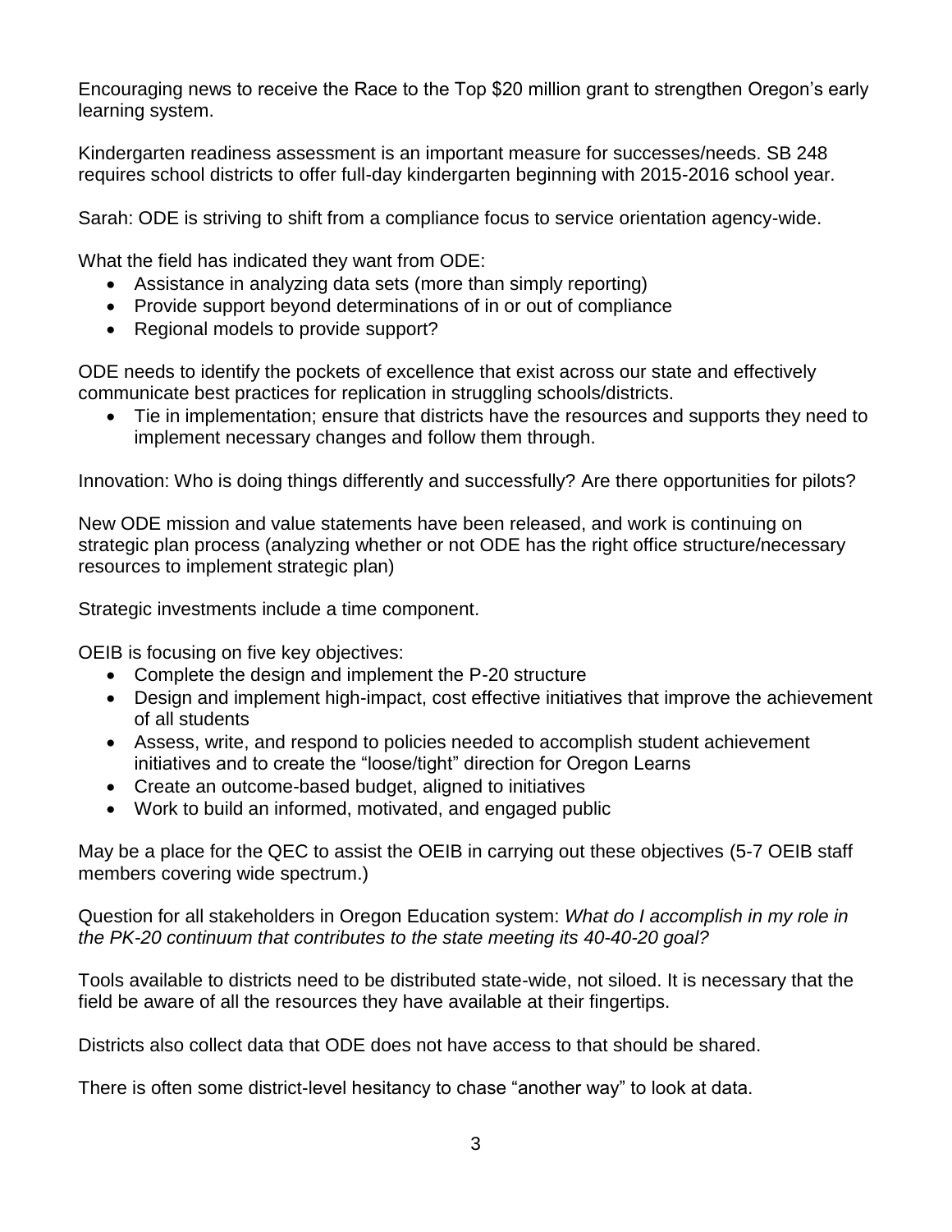Encouraging news to receive the Race to the Top $20 million grant to strengthen Oregon's early learning system.

Kindergarten readiness assessment is an important measure for successes/needs. SB 248 requires school districts to offer full-day kindergarten beginning with 2015-2016 school year.

Sarah: ODE is striving to shift from a compliance focus to service orientation agency-wide.

What the field has indicated they want from ODE:

- Assistance in analyzing data sets (more than simply reporting)
- Provide support beyond determinations of in or out of compliance
- Regional models to provide support?

ODE needs to identify the pockets of excellence that exist across our state and effectively communicate best practices for replication in struggling schools/districts.

- Tie in implementation; ensure that districts have the resources and supports they need to implement necessary changes and follow them through.

Innovation: Who is doing things differently and successfully? Are there opportunities for pilots?

New ODE mission and value statements have been released, and work is continuing on strategic plan process (analyzing whether or not ODE has the right office structure/necessary resources to implement strategic plan)

Strategic investments include a time component.

OEIB is focusing on five key objectives:

- Complete the design and implement the P-20 structure
- Design and implement high-impact, cost effective initiatives that improve the achievement of all students
- Assess, write, and respond to policies needed to accomplish student achievement initiatives and to create the "loose/tight" direction for Oregon Learns
- Create an outcome-based budget, aligned to initiatives
- Work to build an informed, motivated, and engaged public

May be a place for the QEC to assist the OEIB in carrying out these objectives (5-7 OEIB staff members covering wide spectrum.)

Question for all stakeholders in Oregon Education system: *What do I accomplish in my role in the PK-20 continuum that contributes to the state meeting its 40-40-20 goal?*

Tools available to districts need to be distributed state-wide, not siloed. It is necessary that the field be aware of all the resources they have available at their fingertips.

Districts also collect data that ODE does not have access to that should be shared.

There is often some district-level hesitancy to chase "another way" to look at data.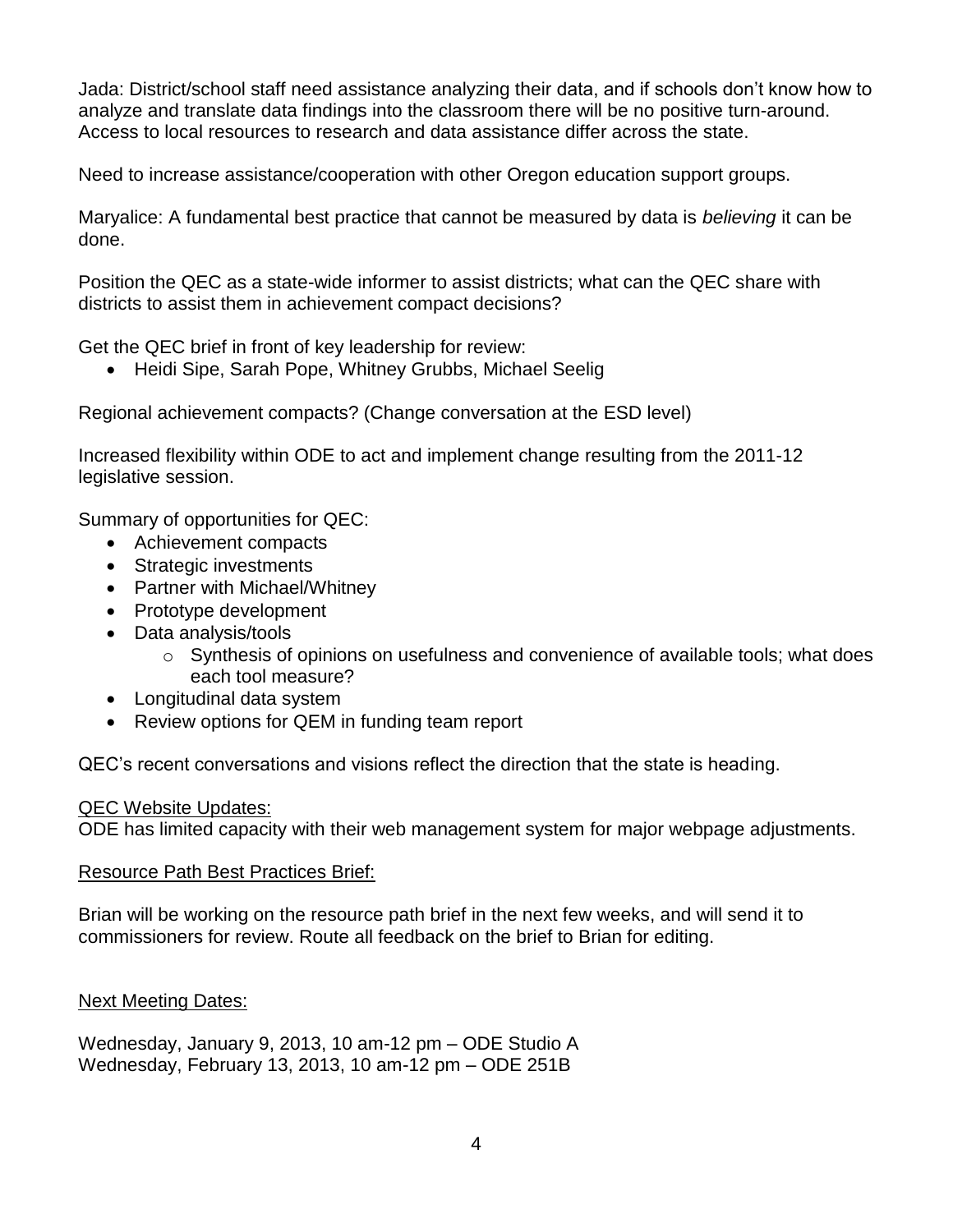Jada: District/school staff need assistance analyzing their data, and if schools don't know how to analyze and translate data findings into the classroom there will be no positive turn-around. Access to local resources to research and data assistance differ across the state.

Need to increase assistance/cooperation with other Oregon education support groups.

Maryalice: A fundamental best practice that cannot be measured by data is *believing* it can be done.

Position the QEC as a state-wide informer to assist districts; what can the QEC share with districts to assist them in achievement compact decisions?

Get the QEC brief in front of key leadership for review:

- Heidi Sipe, Sarah Pope, Whitney Grubbs, Michael Seelig

Regional achievement compacts? (Change conversation at the ESD level)

Increased flexibility within ODE to act and implement change resulting from the 2011-12 legislative session.

Summary of opportunities for QEC:

- Achievement compacts
- Strategic investments
- Partner with Michael/Whitney
- Prototype development
- Data analysis/tools
  - Synthesis of opinions on usefulness and convenience of available tools; what does each tool measure?
- Longitudinal data system
- Review options for QEM in funding team report

QEC's recent conversations and visions reflect the direction that the state is heading.

<u>QEC Website Updates:</u>
ODE has limited capacity with their web management system for major webpage adjustments.

<u>Resource Path Best Practices Brief:</u>

Brian will be working on the resource path brief in the next few weeks, and will send it to commissioners for review. Route all feedback on the brief to Brian for editing.

<u>Next Meeting Dates:</u>

Wednesday, January 9, 2013, 10 am-12 pm – ODE Studio A
Wednesday, February 13, 2013, 10 am-12 pm – ODE 251B